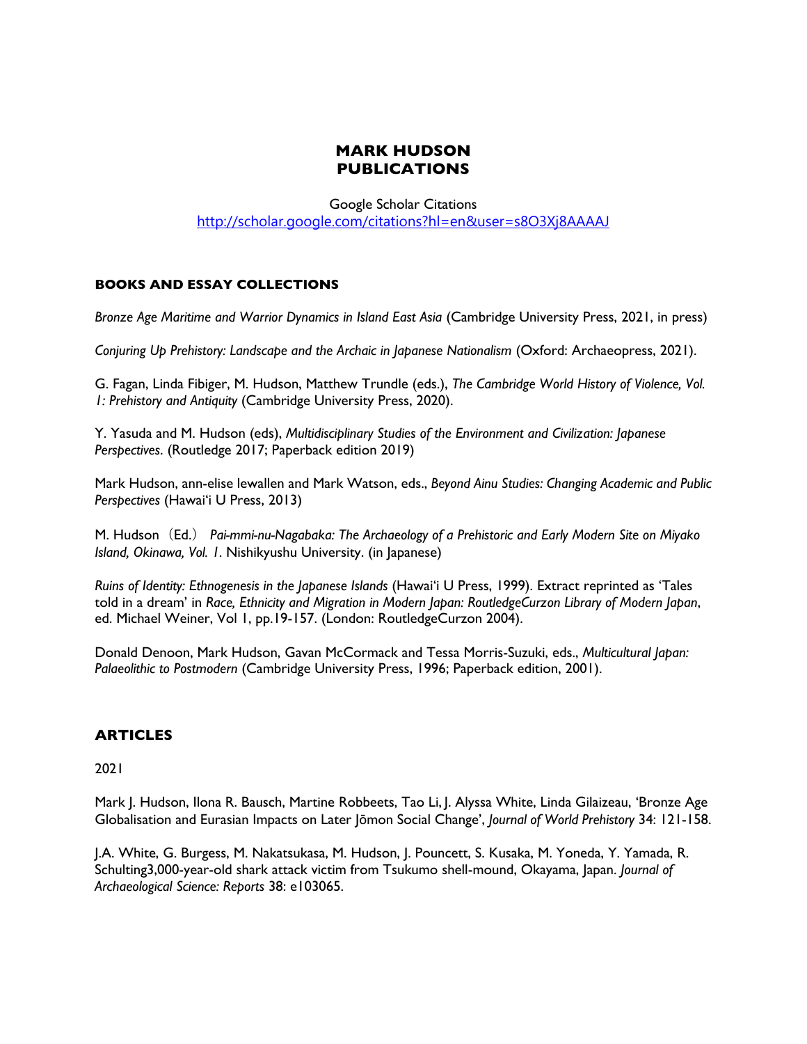# MARK HUDSON
# PUBLICATIONS

Google Scholar Citations
http://scholar.google.com/citations?hl=en&user=s8O3Xj8AAAAJ

## BOOKS AND ESSAY COLLECTIONS

*Bronze Age Maritime and Warrior Dynamics in Island East Asia* (Cambridge University Press, 2021, in press)

*Conjuring Up Prehistory: Landscape and the Archaic in Japanese Nationalism* (Oxford: Archaeopress, 2021).

G. Fagan, Linda Fibiger, M. Hudson, Matthew Trundle (eds.), *The Cambridge World History of Violence, Vol. 1: Prehistory and Antiquity* (Cambridge University Press, 2020).

Y. Yasuda and M. Hudson (eds), *Multidisciplinary Studies of the Environment and Civilization: Japanese Perspectives*. (Routledge 2017; Paperback edition 2019)

Mark Hudson, ann-elise lewallen and Mark Watson, eds., *Beyond Ainu Studies: Changing Academic and Public Perspectives* (Hawai'i U Press, 2013)

M. Hudson（Ed.） *Pai-mmi-nu-Nagabaka: The Archaeology of a Prehistoric and Early Modern Site on Miyako Island, Okinawa, Vol. 1*. Nishikyushu University. (in Japanese)

*Ruins of Identity: Ethnogenesis in the Japanese Islands* (Hawai'i U Press, 1999). Extract reprinted as 'Tales told in a dream' in *Race, Ethnicity and Migration in Modern Japan: RoutledgeCurzon Library of Modern Japan*, ed. Michael Weiner, Vol 1, pp.19-157. (London: RoutledgeCurzon 2004).

Donald Denoon, Mark Hudson, Gavan McCormack and Tessa Morris-Suzuki, eds., *Multicultural Japan: Palaeolithic to Postmodern* (Cambridge University Press, 1996; Paperback edition, 2001).

## ARTICLES

2021

Mark J. Hudson, Ilona R. Bausch, Martine Robbeets, Tao Li, J. Alyssa White, Linda Gilaizeau, 'Bronze Age Globalisation and Eurasian Impacts on Later Jōmon Social Change', *Journal of World Prehistory* 34: 121-158.

J.A. White, G. Burgess, M. Nakatsukasa, M. Hudson, J. Pouncett, S. Kusaka, M. Yoneda, Y. Yamada, R. Schulting3,000-year-old shark attack victim from Tsukumo shell-mound, Okayama, Japan. *Journal of Archaeological Science: Reports* 38: e103065.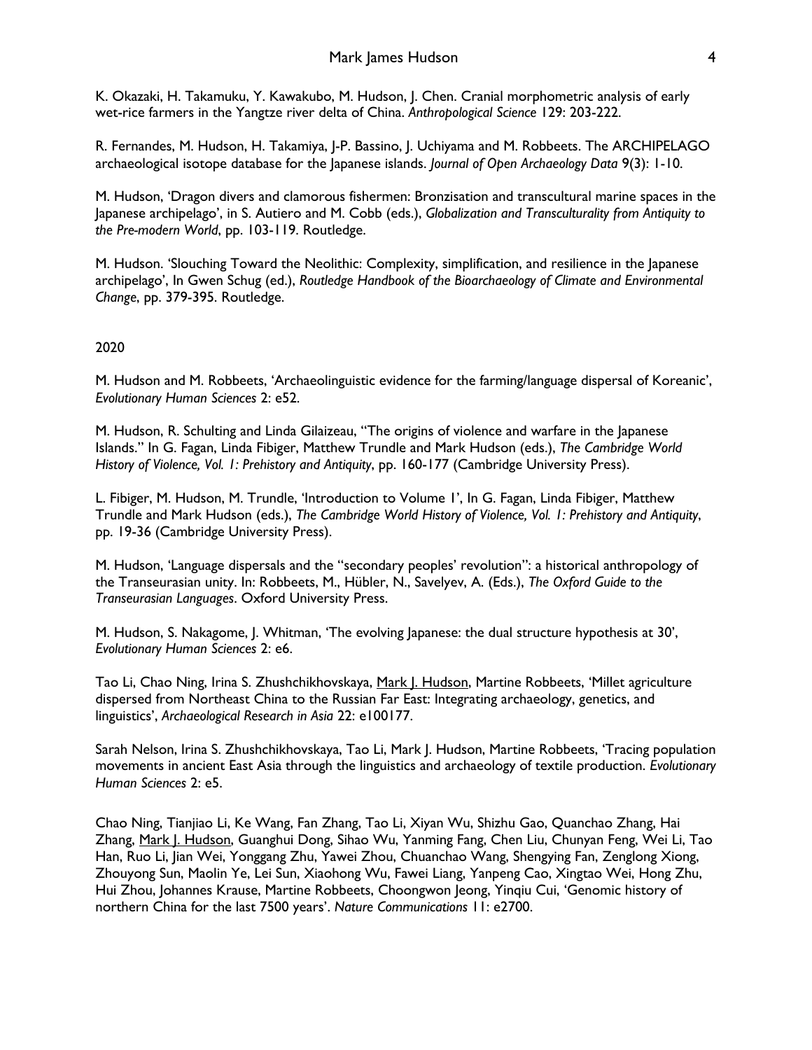K. Okazaki, H. Takamuku, Y. Kawakubo, M. Hudson, J. Chen. Cranial morphometric analysis of early wet-rice farmers in the Yangtze river delta of China. *Anthropological Science* 129: 203-222.

R. Fernandes, M. Hudson, H. Takamiya, J-P. Bassino, J. Uchiyama and M. Robbeets. The ARCHIPELAGO archaeological isotope database for the Japanese islands. *Journal of Open Archaeology Data* 9(3): 1-10.

M. Hudson, 'Dragon divers and clamorous fishermen: Bronzisation and transcultural marine spaces in the Japanese archipelago', in S. Autiero and M. Cobb (eds.), *Globalization and Transculturality from Antiquity to the Pre-modern World*, pp. 103-119. Routledge.

M. Hudson. 'Slouching Toward the Neolithic: Complexity, simplification, and resilience in the Japanese archipelago', In Gwen Schug (ed.), *Routledge Handbook of the Bioarchaeology of Climate and Environmental Change*, pp. 379-395. Routledge.

2020

M. Hudson and M. Robbeets, 'Archaeolinguistic evidence for the farming/language dispersal of Koreanic', *Evolutionary Human Sciences* 2: e52.

M. Hudson, R. Schulting and Linda Gilaizeau, "The origins of violence and warfare in the Japanese Islands." In G. Fagan, Linda Fibiger, Matthew Trundle and Mark Hudson (eds.), *The Cambridge World History of Violence, Vol. 1: Prehistory and Antiquity*, pp. 160-177 (Cambridge University Press).

L. Fibiger, M. Hudson, M. Trundle, 'Introduction to Volume 1', In G. Fagan, Linda Fibiger, Matthew Trundle and Mark Hudson (eds.), *The Cambridge World History of Violence, Vol. 1: Prehistory and Antiquity*, pp. 19-36 (Cambridge University Press).

M. Hudson, 'Language dispersals and the "secondary peoples' revolution": a historical anthropology of the Transeurasian unity. In: Robbeets, M., Hübler, N., Savelyev, A. (Eds.), *The Oxford Guide to the Transeurasian Languages*. Oxford University Press.

M. Hudson, S. Nakagome, J. Whitman, 'The evolving Japanese: the dual structure hypothesis at 30', *Evolutionary Human Sciences* 2: e6.

Tao Li, Chao Ning, Irina S. Zhushchikhovskaya, Mark J. Hudson, Martine Robbeets, 'Millet agriculture dispersed from Northeast China to the Russian Far East: Integrating archaeology, genetics, and linguistics', *Archaeological Research in Asia* 22: e100177.

Sarah Nelson, Irina S. Zhushchikhovskaya, Tao Li, Mark J. Hudson, Martine Robbeets, 'Tracing population movements in ancient East Asia through the linguistics and archaeology of textile production. *Evolutionary Human Sciences* 2: e5.

Chao Ning, Tianjiao Li, Ke Wang, Fan Zhang, Tao Li, Xiyan Wu, Shizhu Gao, Quanchao Zhang, Hai Zhang, Mark J. Hudson, Guanghui Dong, Sihao Wu, Yanming Fang, Chen Liu, Chunyan Feng, Wei Li, Tao Han, Ruo Li, Jian Wei, Yonggang Zhu, Yawei Zhou, Chuanchao Wang, Shengying Fan, Zenglong Xiong, Zhouyong Sun, Maolin Ye, Lei Sun, Xiaohong Wu, Fawei Liang, Yanpeng Cao, Xingtao Wei, Hong Zhu, Hui Zhou, Johannes Krause, Martine Robbeets, Choongwon Jeong, Yinqiu Cui, 'Genomic history of northern China for the last 7500 years'. *Nature Communications* 11: e2700.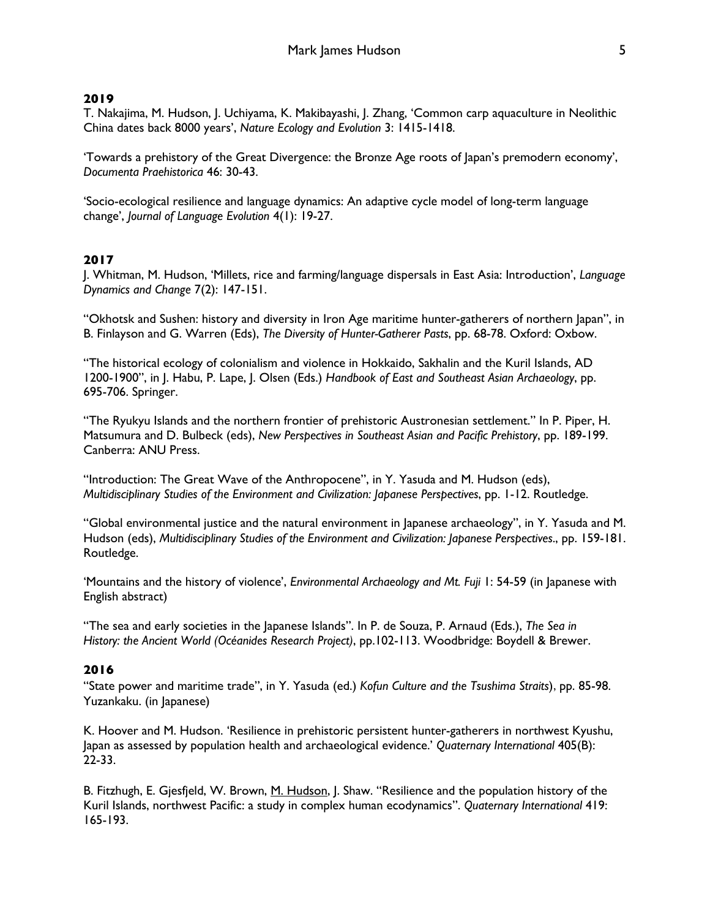**2019**

T. Nakajima, M. Hudson, J. Uchiyama, K. Makibayashi, J. Zhang, 'Common carp aquaculture in Neolithic China dates back 8000 years', *Nature Ecology and Evolution* 3: 1415-1418.

'Towards a prehistory of the Great Divergence: the Bronze Age roots of Japan's premodern economy', *Documenta Praehistorica* 46: 30-43.

'Socio-ecological resilience and language dynamics: An adaptive cycle model of long-term language change', *Journal of Language Evolution* 4(1): 19-27.

**2017**

J. Whitman, M. Hudson, 'Millets, rice and farming/language dispersals in East Asia: Introduction', *Language Dynamics and Change* 7(2): 147-151.

"Okhotsk and Sushen: history and diversity in Iron Age maritime hunter-gatherers of northern Japan", in B. Finlayson and G. Warren (Eds), *The Diversity of Hunter-Gatherer Pasts*, pp. 68-78. Oxford: Oxbow.

"The historical ecology of colonialism and violence in Hokkaido, Sakhalin and the Kuril Islands, AD 1200-1900", in J. Habu, P. Lape, J. Olsen (Eds.) *Handbook of East and Southeast Asian Archaeology*, pp. 695-706. Springer.

"The Ryukyu Islands and the northern frontier of prehistoric Austronesian settlement." In P. Piper, H. Matsumura and D. Bulbeck (eds), *New Perspectives in Southeast Asian and Pacific Prehistory*, pp. 189-199. Canberra: ANU Press.

"Introduction: The Great Wave of the Anthropocene", in Y. Yasuda and M. Hudson (eds), *Multidisciplinary Studies of the Environment and Civilization: Japanese Perspectives*, pp. 1-12. Routledge.

"Global environmental justice and the natural environment in Japanese archaeology", in Y. Yasuda and M. Hudson (eds), *Multidisciplinary Studies of the Environment and Civilization: Japanese Perspectives*., pp. 159-181. Routledge.

'Mountains and the history of violence', *Environmental Archaeology and Mt. Fuji* 1: 54-59 (in Japanese with English abstract)

"The sea and early societies in the Japanese Islands". In P. de Souza, P. Arnaud (Eds.), *The Sea in History: the Ancient World (Océanides Research Project)*, pp.102-113. Woodbridge: Boydell & Brewer.

**2016**

"State power and maritime trade", in Y. Yasuda (ed.) *Kofun Culture and the Tsushima Straits*), pp. 85-98. Yuzankaku. (in Japanese)

K. Hoover and M. Hudson. 'Resilience in prehistoric persistent hunter-gatherers in northwest Kyushu, Japan as assessed by population health and archaeological evidence.' *Quaternary International* 405(B): 22-33.

B. Fitzhugh, E. Gjesfjeld, W. Brown, M. Hudson, J. Shaw. "Resilience and the population history of the Kuril Islands, northwest Pacific: a study in complex human ecodynamics". *Quaternary International* 419: 165-193.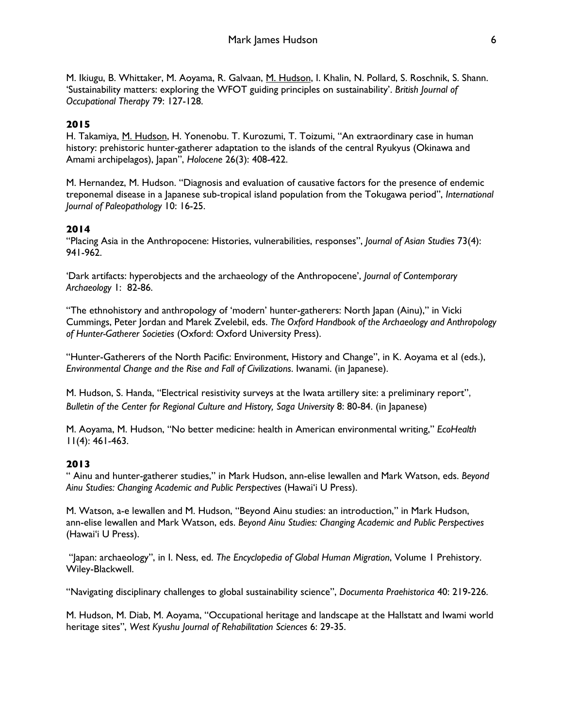M. Ikiugu, B. Whittaker, M. Aoyama, R. Galvaan, <u>M. Hudson</u>, I. Khalin, N. Pollard, S. Roschnik, S. Shann. 'Sustainability matters: exploring the WFOT guiding principles on sustainability'. *British Journal of Occupational Therapy* 79: 127-128.

**2015**

H. Takamiya, <u>M. Hudson</u>, H. Yonenobu. T. Kurozumi, T. Toizumi, "An extraordinary case in human history: prehistoric hunter-gatherer adaptation to the islands of the central Ryukyus (Okinawa and Amami archipelagos), Japan", *Holocene* 26(3): 408-422.

M. Hernandez, M. Hudson. "Diagnosis and evaluation of causative factors for the presence of endemic treponemal disease in a Japanese sub-tropical island population from the Tokugawa period", *International Journal of Paleopathology* 10: 16-25.

**2014**

"Placing Asia in the Anthropocene: Histories, vulnerabilities, responses", *Journal of Asian Studies* 73(4): 941-962.

'Dark artifacts: hyperobjects and the archaeology of the Anthropocene', *Journal of Contemporary Archaeology* 1: 82-86.

"The ethnohistory and anthropology of 'modern' hunter-gatherers: North Japan (Ainu)," in Vicki Cummings, Peter Jordan and Marek Zvelebil, eds. *The Oxford Handbook of the Archaeology and Anthropology of Hunter-Gatherer Societies* (Oxford: Oxford University Press).

"Hunter-Gatherers of the North Pacific: Environment, History and Change", in K. Aoyama et al (eds.), *Environmental Change and the Rise and Fall of Civilizations*. Iwanami. (in Japanese).

M. Hudson, S. Handa, "Electrical resistivity surveys at the Iwata artillery site: a preliminary report", *Bulletin of the Center for Regional Culture and History, Saga University* 8: 80-84. (in Japanese)

M. Aoyama, M. Hudson, "No better medicine: health in American environmental writing," *EcoHealth* 11(4): 461-463.

**2013**

" Ainu and hunter-gatherer studies," in Mark Hudson, ann-elise lewallen and Mark Watson, eds. *Beyond Ainu Studies: Changing Academic and Public Perspectives* (Hawai'i U Press).

M. Watson, a-e lewallen and M. Hudson, "Beyond Ainu studies: an introduction," in Mark Hudson, ann-elise lewallen and Mark Watson, eds. *Beyond Ainu Studies: Changing Academic and Public Perspectives* (Hawai'i U Press).

"Japan: archaeology", in I. Ness, ed. *The Encyclopedia of Global Human Migration*, Volume 1 Prehistory. Wiley-Blackwell.

"Navigating disciplinary challenges to global sustainability science", *Documenta Praehistorica* 40: 219-226.

M. Hudson, M. Diab, M. Aoyama, "Occupational heritage and landscape at the Hallstatt and Iwami world heritage sites", *West Kyushu Journal of Rehabilitation Sciences* 6: 29-35.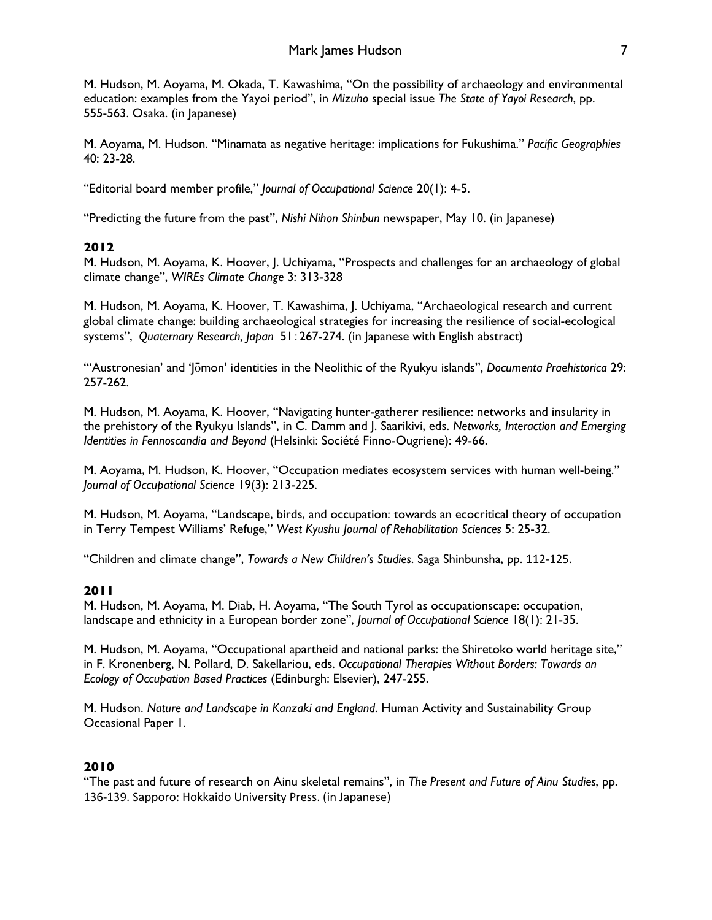M. Hudson, M. Aoyama, M. Okada, T. Kawashima, "On the possibility of archaeology and environmental education: examples from the Yayoi period", in *Mizuho* special issue *The State of Yayoi Research*, pp. 555-563. Osaka. (in Japanese)

M. Aoyama, M. Hudson. "Minamata as negative heritage: implications for Fukushima." *Pacific Geographies* 40: 23-28.

"Editorial board member profile," *Journal of Occupational Science* 20(1): 4-5.

"Predicting the future from the past", *Nishi Nihon Shinbun* newspaper, May 10. (in Japanese)

**2012**

M. Hudson, M. Aoyama, K. Hoover, J. Uchiyama, "Prospects and challenges for an archaeology of global climate change", *WIREs Climate Change* 3: 313-328

M. Hudson, M. Aoyama, K. Hoover, T. Kawashima, J. Uchiyama, "Archaeological research and current global climate change: building archaeological strategies for increasing the resilience of social-ecological systems", *Quaternary Research, Japan* 51：267-274. (in Japanese with English abstract)

"'Austronesian' and 'Jōmon' identities in the Neolithic of the Ryukyu islands", *Documenta Praehistorica* 29: 257-262.

M. Hudson, M. Aoyama, K. Hoover, "Navigating hunter-gatherer resilience: networks and insularity in the prehistory of the Ryukyu Islands", in C. Damm and J. Saarikivi, eds. *Networks, Interaction and Emerging Identities in Fennoscandia and Beyond* (Helsinki: Société Finno-Ougriene): 49-66.

M. Aoyama, M. Hudson, K. Hoover, "Occupation mediates ecosystem services with human well-being." *Journal of Occupational Science* 19(3): 213-225.

M. Hudson, M. Aoyama, "Landscape, birds, and occupation: towards an ecocritical theory of occupation in Terry Tempest Williams' Refuge," *West Kyushu Journal of Rehabilitation Sciences* 5: 25-32.

"Children and climate change", *Towards a New Children's Studies*. Saga Shinbunsha, pp. 112-125.

**2011**

M. Hudson, M. Aoyama, M. Diab, H. Aoyama, "The South Tyrol as occupationscape: occupation, landscape and ethnicity in a European border zone", *Journal of Occupational Science* 18(1): 21-35.

M. Hudson, M. Aoyama, "Occupational apartheid and national parks: the Shiretoko world heritage site," in F. Kronenberg, N. Pollard, D. Sakellariou, eds. *Occupational Therapies Without Borders: Towards an Ecology of Occupation Based Practices* (Edinburgh: Elsevier), 247-255.

M. Hudson. *Nature and Landscape in Kanzaki and England*. Human Activity and Sustainability Group Occasional Paper 1.

**2010**

"The past and future of research on Ainu skeletal remains", in *The Present and Future of Ainu Studies*, pp. 136-139. Sapporo: Hokkaido University Press. (in Japanese)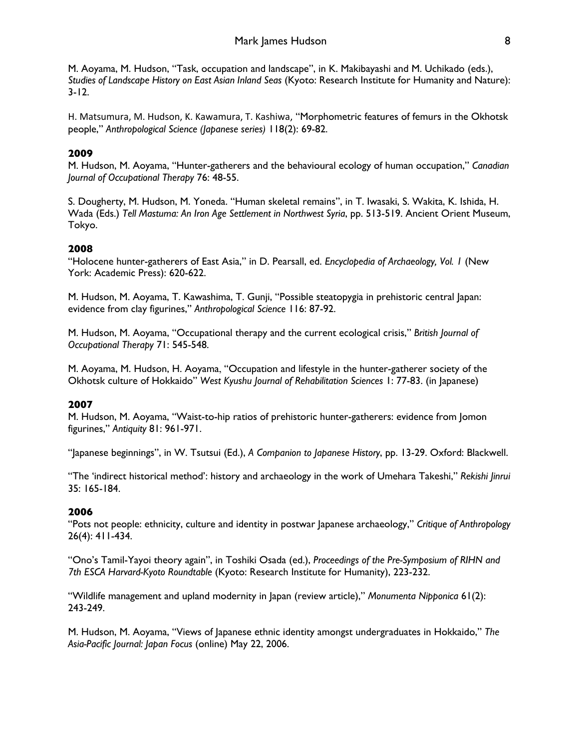M. Aoyama, M. Hudson, "Task, occupation and landscape", in K. Makibayashi and M. Uchikado (eds.), *Studies of Landscape History on East Asian Inland Seas* (Kyoto: Research Institute for Humanity and Nature): 3-12.

H. Matsumura, M. Hudson, K. Kawamura, T. Kashiwa, "Morphometric features of femurs in the Okhotsk people," *Anthropological Science (Japanese series)* 118(2): 69-82.

**2009**

M. Hudson, M. Aoyama, "Hunter-gatherers and the behavioural ecology of human occupation," *Canadian Journal of Occupational Therapy* 76: 48-55.

S. Dougherty, M. Hudson, M. Yoneda. "Human skeletal remains", in T. Iwasaki, S. Wakita, K. Ishida, H. Wada (Eds.) *Tell Mastuma: An Iron Age Settlement in Northwest Syria*, pp. 513-519. Ancient Orient Museum, Tokyo.

**2008**

"Holocene hunter-gatherers of East Asia," in D. Pearsall, ed. *Encyclopedia of Archaeology, Vol. 1* (New York: Academic Press): 620-622.

M. Hudson, M. Aoyama, T. Kawashima, T. Gunji, "Possible steatopygia in prehistoric central Japan: evidence from clay figurines," *Anthropological Science* 116: 87-92.

M. Hudson, M. Aoyama, "Occupational therapy and the current ecological crisis," *British Journal of Occupational Therapy* 71: 545-548.

M. Aoyama, M. Hudson, H. Aoyama, "Occupation and lifestyle in the hunter-gatherer society of the Okhotsk culture of Hokkaido" *West Kyushu Journal of Rehabilitation Sciences* 1: 77-83. (in Japanese)

**2007**

M. Hudson, M. Aoyama, "Waist-to-hip ratios of prehistoric hunter-gatherers: evidence from Jomon figurines," *Antiquity* 81: 961-971.

"Japanese beginnings", in W. Tsutsui (Ed.), *A Companion to Japanese History*, pp. 13-29. Oxford: Blackwell.

"The 'indirect historical method': history and archaeology in the work of Umehara Takeshi," *Rekishi Jinrui* 35: 165-184.

**2006**

"Pots not people: ethnicity, culture and identity in postwar Japanese archaeology," *Critique of Anthropology* 26(4): 411-434.

"Ono's Tamil-Yayoi theory again", in Toshiki Osada (ed.), *Proceedings of the Pre-Symposium of RIHN and 7th ESCA Harvard-Kyoto Roundtable* (Kyoto: Research Institute for Humanity), 223-232.

"Wildlife management and upland modernity in Japan (review article)," *Monumenta Nipponica* 61(2): 243-249.

M. Hudson, M. Aoyama, "Views of Japanese ethnic identity amongst undergraduates in Hokkaido," *The Asia-Pacific Journal: Japan Focus* (online) May 22, 2006.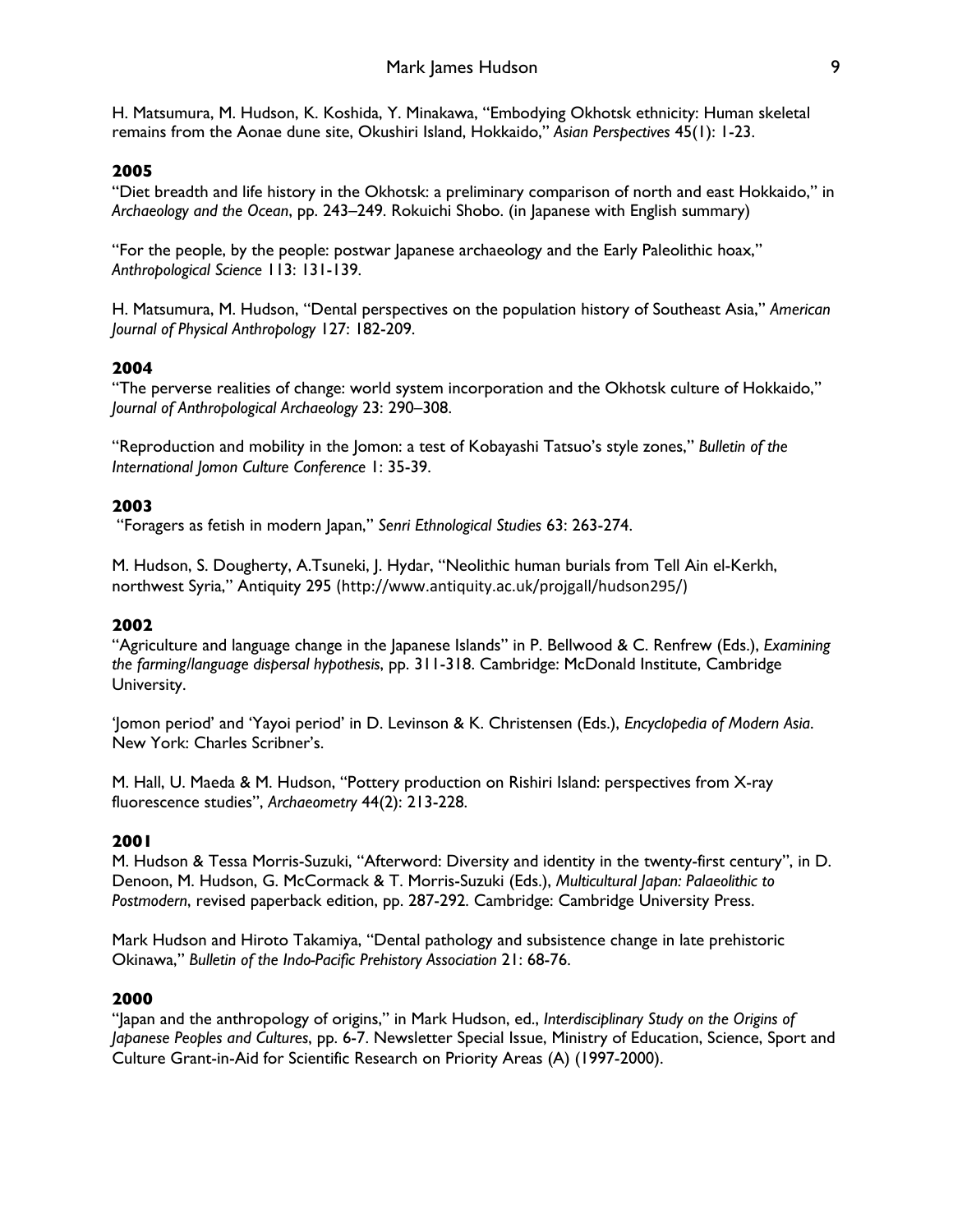H. Matsumura, M. Hudson, K. Koshida, Y. Minakawa, "Embodying Okhotsk ethnicity: Human skeletal remains from the Aonae dune site, Okushiri Island, Hokkaido," *Asian Perspectives* 45(1): 1-23.

**2005**

"Diet breadth and life history in the Okhotsk: a preliminary comparison of north and east Hokkaido," in *Archaeology and the Ocean*, pp. 243–249. Rokuichi Shobo. (in Japanese with English summary)

"For the people, by the people: postwar Japanese archaeology and the Early Paleolithic hoax," *Anthropological Science* 113: 131-139.

H. Matsumura, M. Hudson, "Dental perspectives on the population history of Southeast Asia," *American Journal of Physical Anthropology* 127: 182-209.

**2004**

"The perverse realities of change: world system incorporation and the Okhotsk culture of Hokkaido," *Journal of Anthropological Archaeology* 23: 290–308.

"Reproduction and mobility in the Jomon: a test of Kobayashi Tatsuo's style zones," *Bulletin of the International Jomon Culture Conference* 1: 35-39.

**2003**

"Foragers as fetish in modern Japan," *Senri Ethnological Studies* 63: 263-274.

M. Hudson, S. Dougherty, A.Tsuneki, J. Hydar, "Neolithic human burials from Tell Ain el-Kerkh, northwest Syria," Antiquity 295 (http://www.antiquity.ac.uk/projgall/hudson295/)

**2002**

"Agriculture and language change in the Japanese Islands" in P. Bellwood & C. Renfrew (Eds.), *Examining the farming/language dispersal hypothesis*, pp. 311-318. Cambridge: McDonald Institute, Cambridge University.

'Jomon period' and 'Yayoi period' in D. Levinson & K. Christensen (Eds.), *Encyclopedia of Modern Asia*. New York: Charles Scribner's.

M. Hall, U. Maeda & M. Hudson, "Pottery production on Rishiri Island: perspectives from X-ray fluorescence studies", *Archaeometry* 44(2): 213-228.

**2001**

M. Hudson & Tessa Morris-Suzuki, "Afterword: Diversity and identity in the twenty-first century", in D. Denoon, M. Hudson, G. McCormack & T. Morris-Suzuki (Eds.), *Multicultural Japan: Palaeolithic to Postmodern*, revised paperback edition, pp. 287-292. Cambridge: Cambridge University Press.

Mark Hudson and Hiroto Takamiya, "Dental pathology and subsistence change in late prehistoric Okinawa," *Bulletin of the Indo-Pacific Prehistory Association* 21: 68-76.

**2000**

"Japan and the anthropology of origins," in Mark Hudson, ed., *Interdisciplinary Study on the Origins of Japanese Peoples and Cultures*, pp. 6-7. Newsletter Special Issue, Ministry of Education, Science, Sport and Culture Grant-in-Aid for Scientific Research on Priority Areas (A) (1997-2000).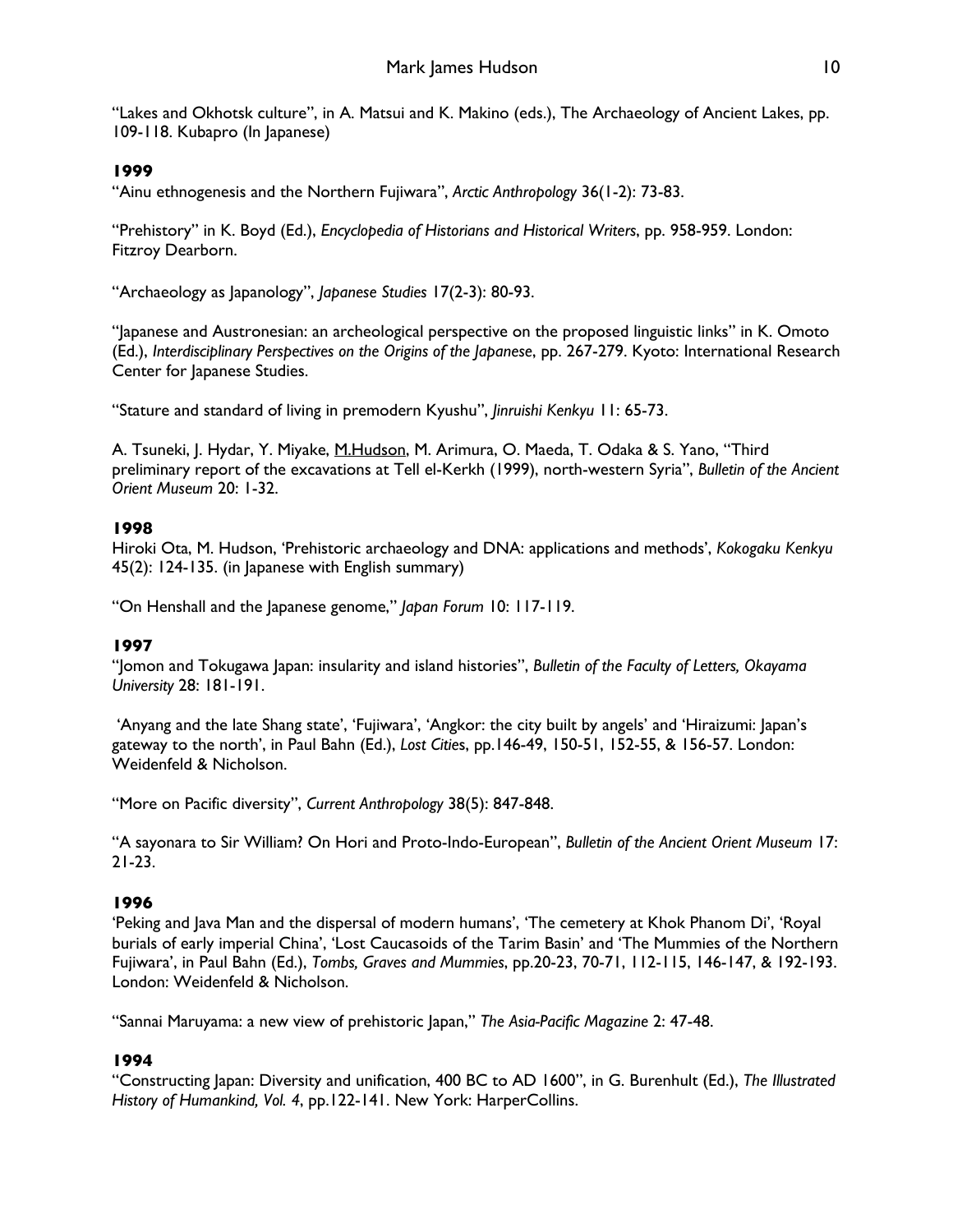“Lakes and Okhotsk culture”, in A. Matsui and K. Makino (eds.), The Archaeology of Ancient Lakes, pp. 109-118. Kubapro (In Japanese)

**1999**

“Ainu ethnogenesis and the Northern Fujiwara”, *Arctic Anthropology* 36(1-2): 73-83.

“Prehistory” in K. Boyd (Ed.), *Encyclopedia of Historians and Historical Writers*, pp. 958-959. London: Fitzroy Dearborn.

“Archaeology as Japanology”, *Japanese Studies* 17(2-3): 80-93.

“Japanese and Austronesian: an archeological perspective on the proposed linguistic links” in K. Omoto (Ed.), *Interdisciplinary Perspectives on the Origins of the Japanese*, pp. 267-279. Kyoto: International Research Center for Japanese Studies.

“Stature and standard of living in premodern Kyushu”, *Jinruishi Kenkyu* 11: 65-73.

A. Tsuneki, J. Hydar, Y. Miyake, M.Hudson, M. Arimura, O. Maeda, T. Odaka & S. Yano, “Third preliminary report of the excavations at Tell el-Kerkh (1999), north-western Syria”, *Bulletin of the Ancient Orient Museum* 20: 1-32.

**1998**

Hiroki Ota, M. Hudson, ‘Prehistoric archaeology and DNA: applications and methods’, *Kokogaku Kenkyu* 45(2): 124-135. (in Japanese with English summary)

“On Henshall and the Japanese genome,” *Japan Forum* 10: 117-119.

**1997**

“Jomon and Tokugawa Japan: insularity and island histories”, *Bulletin of the Faculty of Letters, Okayama University* 28: 181-191.

‘Anyang and the late Shang state’, ‘Fujiwara’, ‘Angkor: the city built by angels’ and ‘Hiraizumi: Japan’s gateway to the north’, in Paul Bahn (Ed.), *Lost Cities*, pp.146-49, 150-51, 152-55, & 156-57. London: Weidenfeld & Nicholson.

“More on Pacific diversity”, *Current Anthropology* 38(5): 847-848.

“A sayonara to Sir William? On Hori and Proto-Indo-European”, *Bulletin of the Ancient Orient Museum* 17: 21-23.

**1996**

‘Peking and Java Man and the dispersal of modern humans’, ‘The cemetery at Khok Phanom Di’, ‘Royal burials of early imperial China’, ‘Lost Caucasoids of the Tarim Basin’ and ‘The Mummies of the Northern Fujiwara’, in Paul Bahn (Ed.), *Tombs, Graves and Mummies*, pp.20-23, 70-71, 112-115, 146-147, & 192-193. London: Weidenfeld & Nicholson.

“Sannai Maruyama: a new view of prehistoric Japan,” *The Asia-Pacific Magazine* 2: 47-48.

**1994**

“Constructing Japan: Diversity and unification, 400 BC to AD 1600”, in G. Burenhult (Ed.), *The Illustrated History of Humankind, Vol. 4*, pp.122-141. New York: HarperCollins.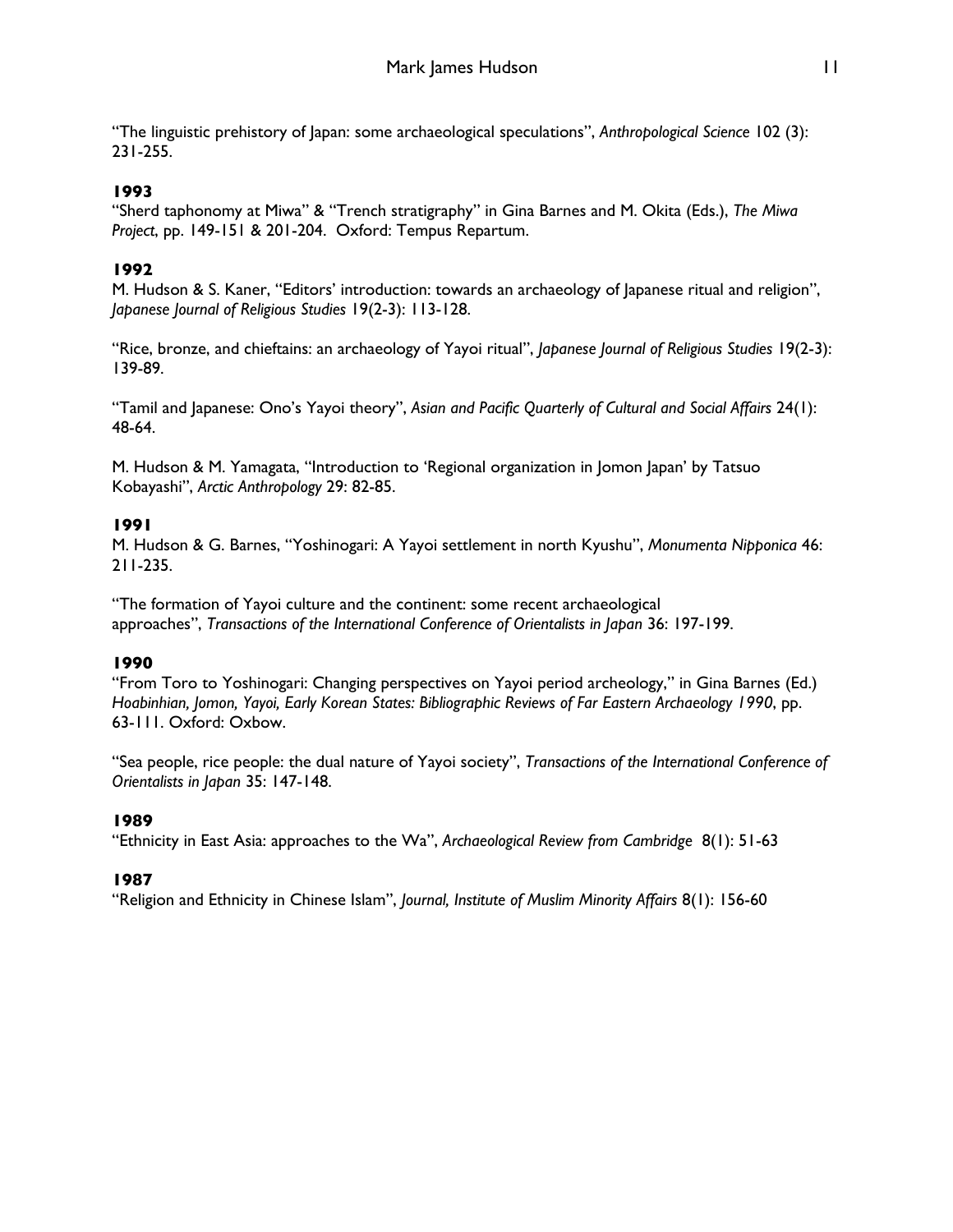"The linguistic prehistory of Japan: some archaeological speculations", *Anthropological Science* 102 (3): 231-255.

**1993**

"Sherd taphonomy at Miwa" & "Trench stratigraphy" in Gina Barnes and M. Okita (Eds.), *The Miwa Project*, pp. 149-151 & 201-204. Oxford: Tempus Repartum.

**1992**

M. Hudson & S. Kaner, "Editors' introduction: towards an archaeology of Japanese ritual and religion", *Japanese Journal of Religious Studies* 19(2-3): 113-128.

"Rice, bronze, and chieftains: an archaeology of Yayoi ritual", *Japanese Journal of Religious Studies* 19(2-3): 139-89.

"Tamil and Japanese: Ono's Yayoi theory", *Asian and Pacific Quarterly of Cultural and Social Affairs* 24(1): 48-64.

M. Hudson & M. Yamagata, "Introduction to 'Regional organization in Jomon Japan' by Tatsuo Kobayashi", *Arctic Anthropology* 29: 82-85.

**1991**

M. Hudson & G. Barnes, "Yoshinogari: A Yayoi settlement in north Kyushu", *Monumenta Nipponica* 46: 211-235.

"The formation of Yayoi culture and the continent: some recent archaeological approaches", *Transactions of the International Conference of Orientalists in Japan* 36: 197-199.

**1990**

"From Toro to Yoshinogari: Changing perspectives on Yayoi period archeology," in Gina Barnes (Ed.) *Hoabinhian, Jomon, Yayoi, Early Korean States: Bibliographic Reviews of Far Eastern Archaeology 1990*, pp. 63-111. Oxford: Oxbow.

"Sea people, rice people: the dual nature of Yayoi society", *Transactions of the International Conference of Orientalists in Japan* 35: 147-148.

**1989**

"Ethnicity in East Asia: approaches to the Wa", *Archaeological Review from Cambridge* 8(1): 51-63

**1987**

"Religion and Ethnicity in Chinese Islam", *Journal, Institute of Muslim Minority Affairs* 8(1): 156-60